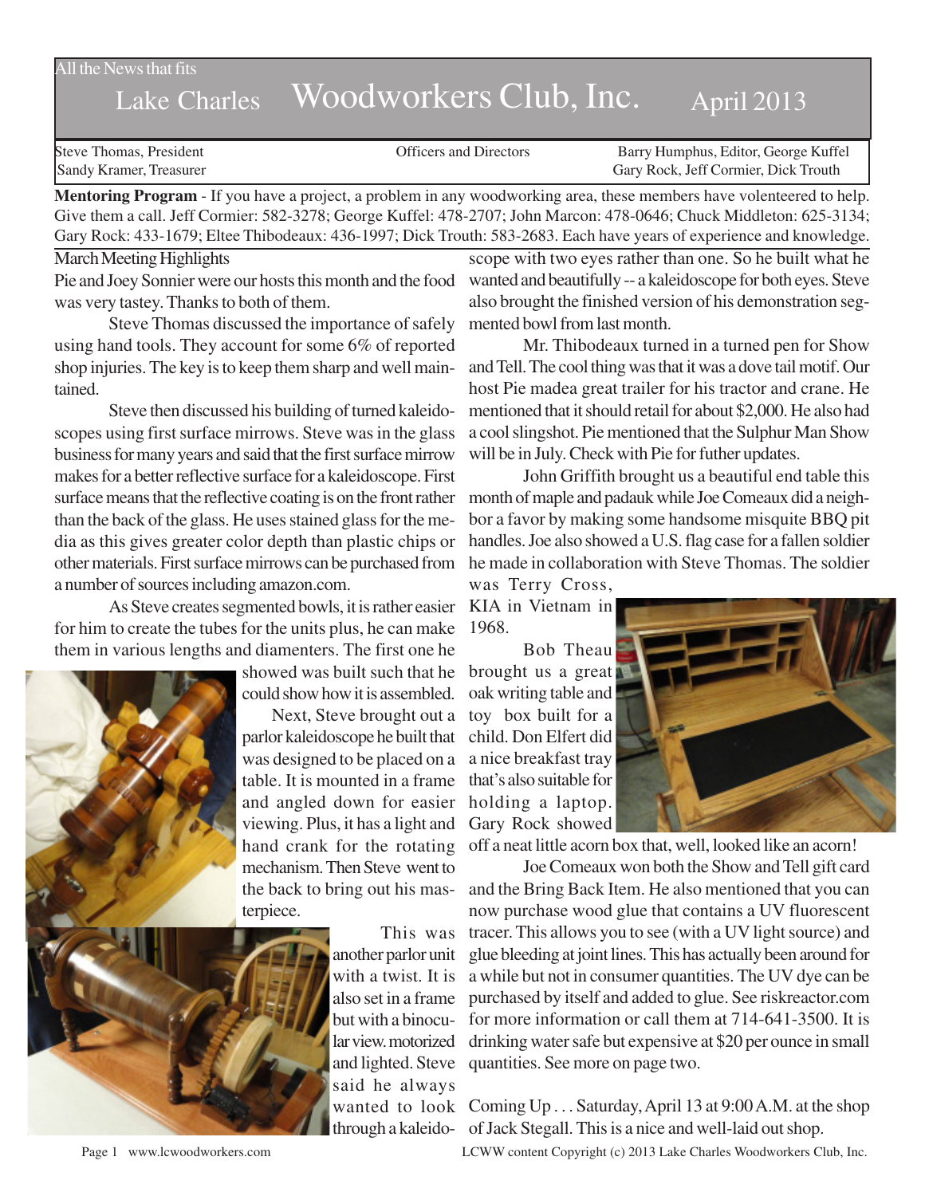All the News that fits

# Lake Charles Woodworkers Club, Inc. April 2013

Steve Thomas, President — Officers and Directors — Barry Humphus, Editor, George Kuffel
Sandy Kramer, Treasurer — Gary Rock, Jeff Cormier, Dick Trouth

**Mentoring Program** - If you have a project, a problem in any woodworking area, these members have volenteered to help. Give them a call. Jeff Cormier: 582-3278; George Kuffel: 478-2707; John Marcon: 478-0646; Chuck Middleton: 625-3134; Gary Rock: 433-1679; Eltee Thibodeaux: 436-1997; Dick Trouth: 583-2683. Each have years of experience and knowledge.

## March Meeting Highlights

Pie and Joey Sonnier were our hosts this month and the food was very tastey. Thanks to both of them.

Steve Thomas discussed the importance of safely using hand tools. They account for some 6% of reported shop injuries. The key is to keep them sharp and well maintained.

Steve then discussed his building of turned kaleidoscopes using first surface mirrows. Steve was in the glass business for many years and said that the first surface mirrow makes for a better reflective surface for a kaleidoscope. First surface means that the reflective coating is on the front rather than the back of the glass. He uses stained glass for the media as this gives greater color depth than plastic chips or other materials. First surface mirrows can be purchased from a number of sources including amazon.com.

As Steve creates segmented bowls, it is rather easier for him to create the tubes for the units plus, he can make them in various lengths and diamenters. The first one he showed was built such that he could show how it is assembled.

Next, Steve brought out a parlor kaleidoscope he built that was designed to be placed on a table. It is mounted in a frame and angled down for easier viewing. Plus, it has a light and hand crank for the rotating mechanism. Then Steve went to the back to bring out his masterpiece.

This was another parlor unit with a twist. It is also set in a frame but with a binocular view. motorized and lighted. Steve said he always wanted to look through a kaleidoscope with two eyes rather than one. So he built what he wanted and beautifully -- a kaleidoscope for both eyes. Steve also brought the finished version of his demonstration segmented bowl from last month.

Mr. Thibodeaux turned in a turned pen for Show and Tell. The cool thing was that it was a dove tail motif. Our host Pie madea great trailer for his tractor and crane. He mentioned that it should retail for about $2,000. He also had a cool slingshot. Pie mentioned that the Sulphur Man Show will be in July. Check with Pie for futher updates.

John Griffith brought us a beautiful end table this month of maple and padauk while Joe Comeaux did a neighbor a favor by making some handsome misquite BBQ pit handles. Joe also showed a U.S. flag case for a fallen soldier he made in collaboration with Steve Thomas. The soldier was Terry Cross, KIA in Vietnam in 1968.

Bob Theau brought us a great oak writing table and toy box built for a child. Don Elfert did a nice breakfast tray that's also suitable for holding a laptop. Gary Rock showed off a neat little acorn box that, well, looked like an acorn!

Joe Comeaux won both the Show and Tell gift card and the Bring Back Item. He also mentioned that you can now purchase wood glue that contains a UV fluorescent tracer. This allows you to see (with a UV light source) and glue bleeding at joint lines. This has actually been around for a while but not in consumer quantities. The UV dye can be purchased by itself and added to glue. See riskreactor.com for more information or call them at 714-641-3500. It is drinking water safe but expensive at $20 per ounce in small quantities. See more on page two.

Coming Up . . . Saturday, April 13 at 9:00 A.M. at the shop of Jack Stegall. This is a nice and well-laid out shop.

LCWW content Copyright (c) 2013 Lake Charles Woodworkers Club, Inc.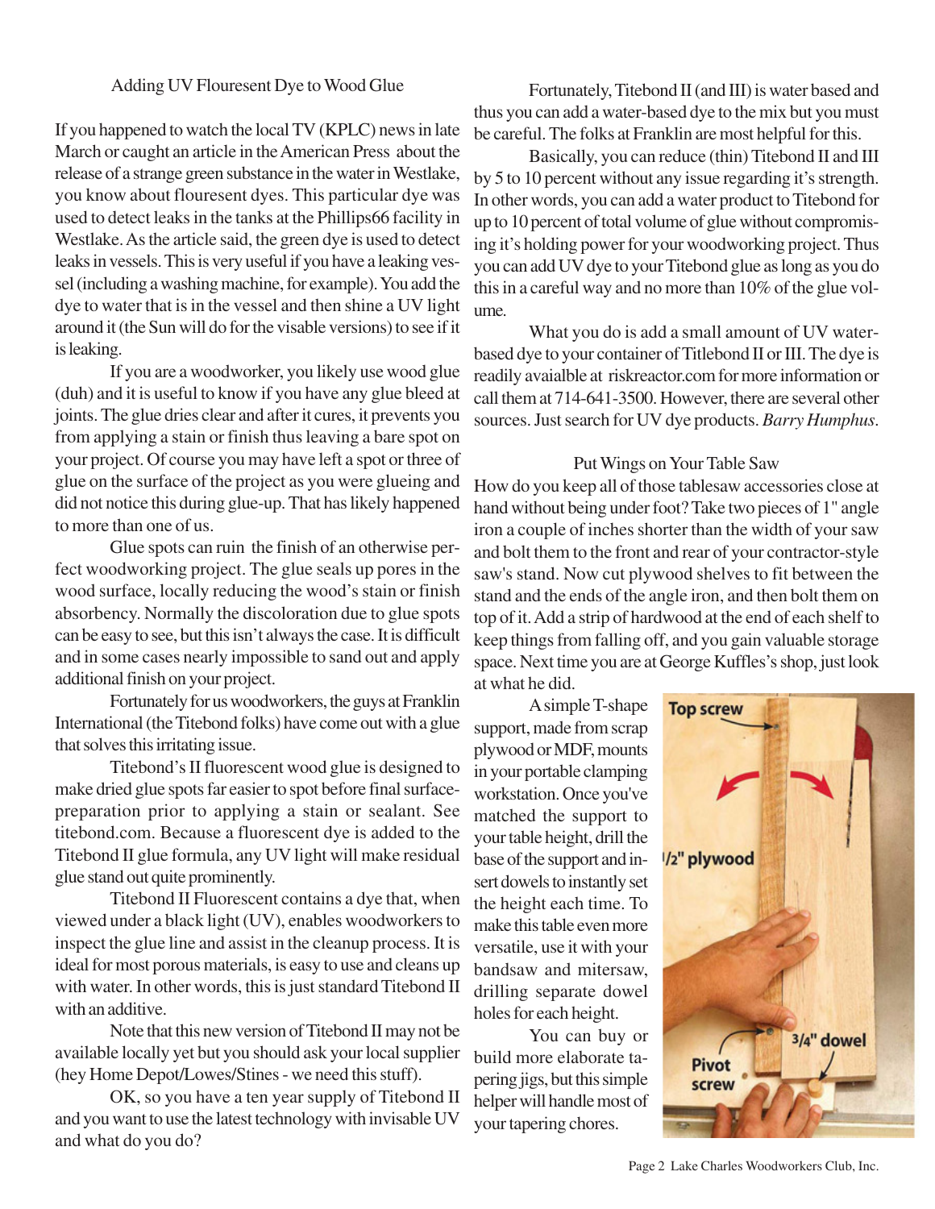## Adding UV Flouresent Dye to Wood Glue

If you happened to watch the local TV (KPLC) news in late March or caught an article in the American Press about the release of a strange green substance in the water in Westlake, you know about flouresent dyes. This particular dye was used to detect leaks in the tanks at the Phillips66 facility in Westlake. As the article said, the green dye is used to detect leaks in vessels. This is very useful if you have a leaking vessel (including a washing machine, for example). You add the dye to water that is in the vessel and then shine a UV light around it (the Sun will do for the visable versions) to see if it is leaking.

If you are a woodworker, you likely use wood glue (duh) and it is useful to know if you have any glue bleed at joints. The glue dries clear and after it cures, it prevents you from applying a stain or finish thus leaving a bare spot on your project. Of course you may have left a spot or three of glue on the surface of the project as you were glueing and did not notice this during glue-up. That has likely happened to more than one of us.

Glue spots can ruin the finish of an otherwise perfect woodworking project. The glue seals up pores in the wood surface, locally reducing the wood's stain or finish absorbency. Normally the discoloration due to glue spots can be easy to see, but this isn't always the case. It is difficult and in some cases nearly impossible to sand out and apply additional finish on your project.

Fortunately for us woodworkers, the guys at Franklin International (the Titebond folks) have come out with a glue that solves this irritating issue.

Titebond's II fluorescent wood glue is designed to make dried glue spots far easier to spot before final surface-preparation prior to applying a stain or sealant. See titebond.com. Because a fluorescent dye is added to the Titebond II glue formula, any UV light will make residual glue stand out quite prominently.

Titebond II Fluorescent contains a dye that, when viewed under a black light (UV), enables woodworkers to inspect the glue line and assist in the cleanup process. It is ideal for most porous materials, is easy to use and cleans up with water. In other words, this is just standard Titebond II with an additive.

Note that this new version of Titebond II may not be available locally yet but you should ask your local supplier (hey Home Depot/Lowes/Stines - we need this stuff).

OK, so you have a ten year supply of Titebond II and you want to use the latest technology with invisable UV and what do you do?

Fortunately, Titebond II (and III) is water based and thus you can add a water-based dye to the mix but you must be careful. The folks at Franklin are most helpful for this.

Basically, you can reduce (thin) Titebond II and III by 5 to 10 percent without any issue regarding it's strength. In other words, you can add a water product to Titebond for up to 10 percent of total volume of glue without compromising it's holding power for your woodworking project. Thus you can add UV dye to your Titebond glue as long as you do this in a careful way and no more than 10% of the glue volume.

What you do is add a small amount of UV water-based dye to your container of Titlebond II or III. The dye is readily avaialble at riskreactor.com for more information or call them at 714-641-3500. However, there are several other sources. Just search for UV dye products. *Barry Humphus.*

## Put Wings on Your Table Saw

How do you keep all of those tablesaw accessories close at hand without being under foot? Take two pieces of 1" angle iron a couple of inches shorter than the width of your saw and bolt them to the front and rear of your contractor-style saw's stand. Now cut plywood shelves to fit between the stand and the ends of the angle iron, and then bolt them on top of it. Add a strip of hardwood at the end of each shelf to keep things from falling off, and you gain valuable storage space. Next time you are at George Kuffles's shop, just look at what he did.

A simple T-shape support, made from scrap plywood or MDF, mounts in your portable clamping workstation. Once you've matched the support to your table height, drill the base of the support and insert dowels to instantly set the height each time. To make this table even more versatile, use it with your bandsaw and mitersaw, drilling separate dowel holes for each height.

You can buy or build more elaborate tapering jigs, but this simple helper will handle most of your tapering chores.

Top screw

1/2" plywood

3/4" dowel

Pivot screw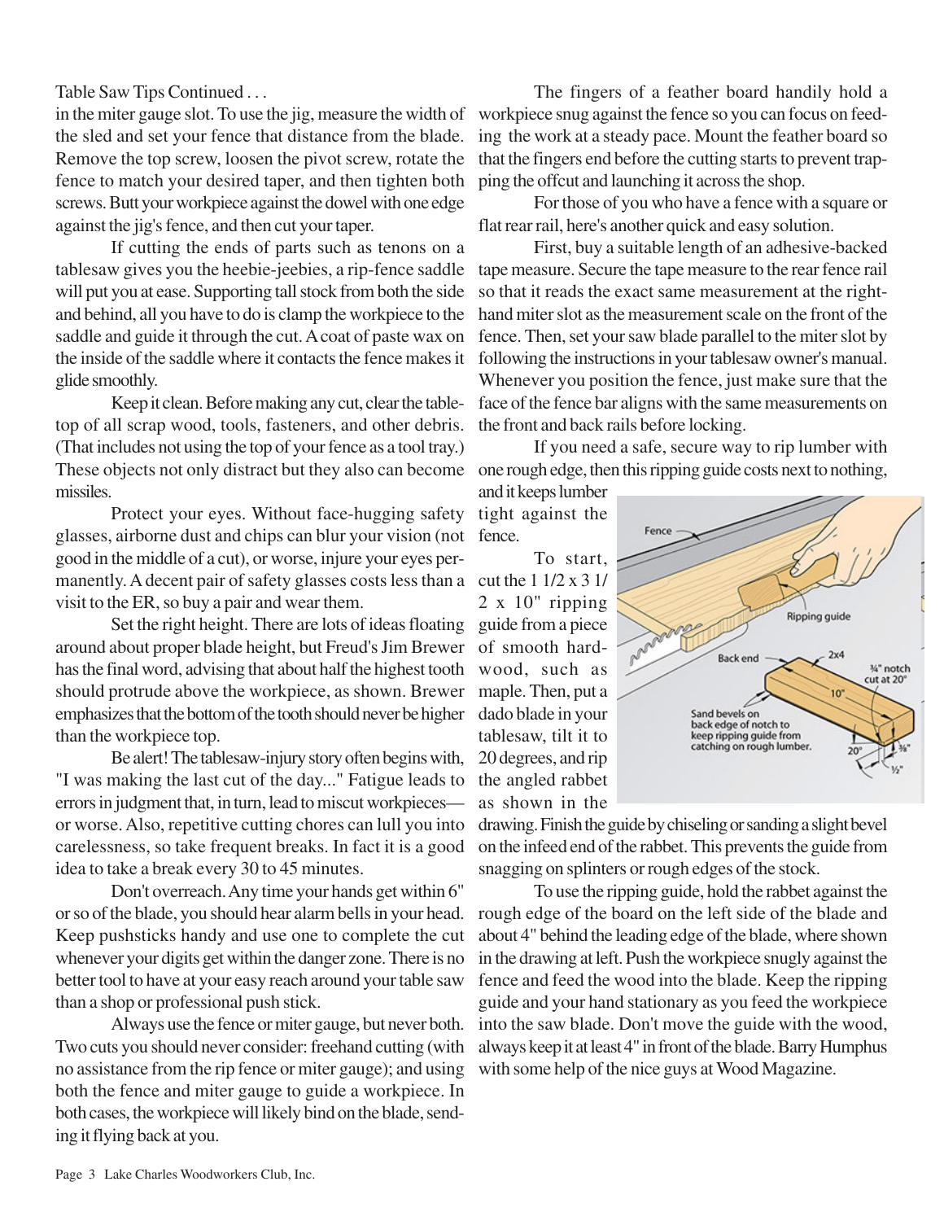Table Saw Tips Continued . . .

in the miter gauge slot. To use the jig, measure the width of the sled and set your fence that distance from the blade. Remove the top screw, loosen the pivot screw, rotate the fence to match your desired taper, and then tighten both screws. Butt your workpiece against the dowel with one edge against the jig's fence, and then cut your taper.

If cutting the ends of parts such as tenons on a tablesaw gives you the heebie-jeebies, a rip-fence saddle will put you at ease. Supporting tall stock from both the side and behind, all you have to do is clamp the workpiece to the saddle and guide it through the cut. A coat of paste wax on the inside of the saddle where it contacts the fence makes it glide smoothly.

Keep it clean. Before making any cut, clear the tabletop of all scrap wood, tools, fasteners, and other debris. (That includes not using the top of your fence as a tool tray.) These objects not only distract but they also can become missiles.

Protect your eyes. Without face-hugging safety glasses, airborne dust and chips can blur your vision (not good in the middle of a cut), or worse, injure your eyes permanently. A decent pair of safety glasses costs less than a visit to the ER, so buy a pair and wear them.

Set the right height. There are lots of ideas floating around about proper blade height, but Freud's Jim Brewer has the final word, advising that about half the highest tooth should protrude above the workpiece, as shown. Brewer emphasizes that the bottom of the tooth should never be higher than the workpiece top.

Be alert! The tablesaw-injury story often begins with, "I was making the last cut of the day..." Fatigue leads to errors in judgment that, in turn, lead to miscut workpieces—or worse. Also, repetitive cutting chores can lull you into carelessness, so take frequent breaks. In fact it is a good idea to take a break every 30 to 45 minutes.

Don't overreach. Any time your hands get within 6" or so of the blade, you should hear alarm bells in your head. Keep pushsticks handy and use one to complete the cut whenever your digits get within the danger zone. There is no better tool to have at your easy reach around your table saw than a shop or professional push stick.

Always use the fence or miter gauge, but never both. Two cuts you should never consider: freehand cutting (with no assistance from the rip fence or miter gauge); and using both the fence and miter gauge to guide a workpiece. In both cases, the workpiece will likely bind on the blade, sending it flying back at you.

The fingers of a feather board handily hold a workpiece snug against the fence so you can focus on feeding the work at a steady pace. Mount the feather board so that the fingers end before the cutting starts to prevent trapping the offcut and launching it across the shop.

For those of you who have a fence with a square or flat rear rail, here's another quick and easy solution.

First, buy a suitable length of an adhesive-backed tape measure. Secure the tape measure to the rear fence rail so that it reads the exact same measurement at the right-hand miter slot as the measurement scale on the front of the fence. Then, set your saw blade parallel to the miter slot by following the instructions in your tablesaw owner's manual. Whenever you position the fence, just make sure that the face of the fence bar aligns with the same measurements on the front and back rails before locking.

If you need a safe, secure way to rip lumber with one rough edge, then this ripping guide costs next to nothing, and it keeps lumber tight against the fence.

To start, cut the 1 1/2 x 3 1/2 x 10" ripping guide from a piece of smooth hardwood, such as maple. Then, put a dado blade in your tablesaw, tilt it to 20 degrees, and rip the angled rabbet as shown in the drawing. Finish the guide by chiseling or sanding a slight bevel on the infeed end of the rabbet. This prevents the guide from snagging on splinters or rough edges of the stock.

Fence

Ripping guide

Back end

2x4

¾" notch cut at 20°

10"

Sand bevels on back edge of notch to keep ripping guide from catching on rough lumber.

20°

⅜"

½"

To use the ripping guide, hold the rabbet against the rough edge of the board on the left side of the blade and about 4" behind the leading edge of the blade, where shown in the drawing at left. Push the workpiece snugly against the fence and feed the wood into the blade. Keep the ripping guide and your hand stationary as you feed the workpiece into the saw blade. Don't move the guide with the wood, always keep it at least 4" in front of the blade. Barry Humphus with some help of the nice guys at Wood Magazine.